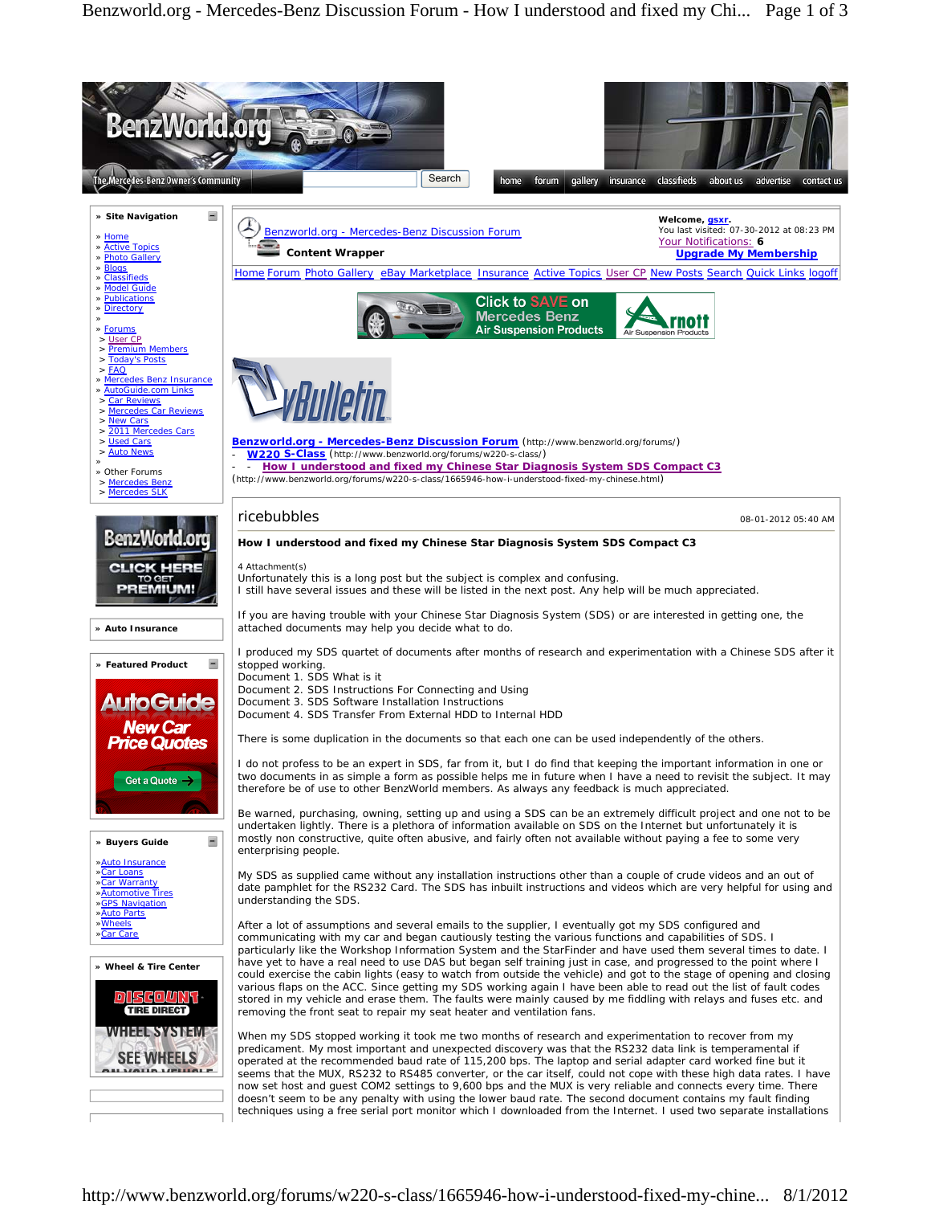**Benzworld.org - Mercedes-Benz Discussion Forum** (http://www.benzworld.org/forums/)
- **W220 S-Class** (http://www.benzworld.org/forums/w220-s-class/)
- - **How I understood and fixed my Chinese Star Diagnosis System SDS Compact C3** (http://www.benzworld.org/forums/w220-s-class/1665946-how-i-understood-fixed-my-chinese.html)

ricebubbles 08-01-2012 05:40 AM

**How I understood and fixed my Chinese Star Diagnosis System SDS Compact C3**

4 Attachment(s)

Unfortunately this is a long post but the subject is complex and confusing.
I still have several issues and these will be listed in the next post. Any help will be much appreciated.

If you are having trouble with your Chinese Star Diagnosis System (SDS) or are interested in getting one, the attached documents may help you decide what to do.

I produced my SDS quartet of documents after months of research and experimentation with a Chinese SDS after it stopped working.
Document 1. SDS What is it
Document 2. SDS Instructions For Connecting and Using
Document 3. SDS Software Installation Instructions
Document 4. SDS Transfer From External HDD to Internal HDD

There is some duplication in the documents so that each one can be used independently of the others.

I do not profess to be an expert in SDS, far from it, but I do find that keeping the important information in one or two documents in as simple a form as possible helps me in future when I have a need to revisit the subject. It may therefore be of use to other BenzWorld members. As always any feedback is much appreciated.

Be warned, purchasing, owning, setting up and using a SDS can be an extremely difficult project and one not to be undertaken lightly. There is a plethora of information available on SDS on the Internet but unfortunately it is mostly non constructive, quite often abusive, and fairly often not available without paying a fee to some very enterprising people.

My SDS as supplied came without any installation instructions other than a couple of crude videos and an out of date pamphlet for the RS232 Card. The SDS has inbuilt instructions and videos which are very helpful for using and understanding the SDS.

After a lot of assumptions and several emails to the supplier, I eventually got my SDS configured and communicating with my car and began cautiously testing the various functions and capabilities of SDS. I particularly like the Workshop Information System and the StarFinder and have used them several times to date. I have yet to have a real need to use DAS but began self training just in case, and progressed to the point where I could exercise the cabin lights (easy to watch from outside the vehicle) and got to the stage of opening and closing various flaps on the ACC. Since getting my SDS working again I have been able to read out the list of fault codes stored in my vehicle and erase them. The faults were mainly caused by me fiddling with relays and fuses etc. and removing the front seat to repair my seat heater and ventilation fans.

When my SDS stopped working it took me two months of research and experimentation to recover from my predicament. My most important and unexpected discovery was that the RS232 data link is temperamental if operated at the recommended baud rate of 115,200 bps. The laptop and serial adapter card worked fine but it seems that the MUX, RS232 to RS485 converter, or the car itself, could not cope with these high data rates. I have now set host and guest COM2 settings to 9,600 bps and the MUX is very reliable and connects every time. There doesn't seem to be any penalty with using the lower baud rate. The second document contains my fault finding techniques using a free serial port monitor which I downloaded from the Internet. I used two separate installations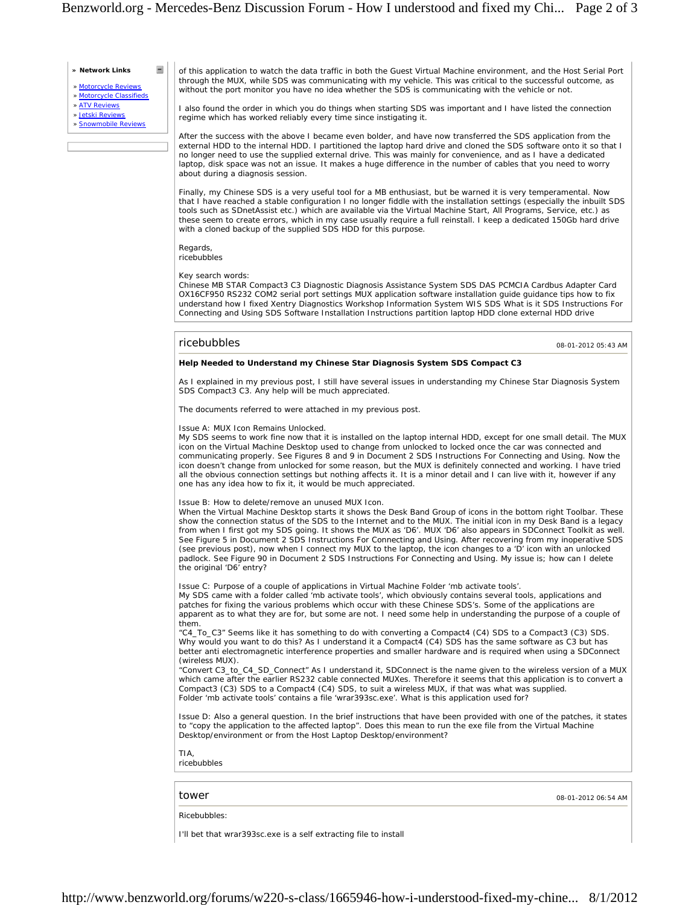» **Network Links**

» Motorcycle Reviews
» Motorcycle Classifieds
» ATV Reviews
» Jetski Reviews
» Snowmobile Reviews

of this application to watch the data traffic in both the Guest Virtual Machine environment, and the Host Serial Port through the MUX, while SDS was communicating with my vehicle. This was critical to the successful outcome, as without the port monitor you have no idea whether the SDS is communicating with the vehicle or not.

I also found the order in which you do things when starting SDS was important and I have listed the connection regime which has worked reliably every time since instigating it.

After the success with the above I became even bolder, and have now transferred the SDS application from the external HDD to the internal HDD. I partitioned the laptop hard drive and cloned the SDS software onto it so that I no longer need to use the supplied external drive. This was mainly for convenience, and as I have a dedicated laptop, disk space was not an issue. It makes a huge difference in the number of cables that you need to worry about during a diagnosis session.

Finally, my Chinese SDS is a very useful tool for a MB enthusiast, but be warned it is very temperamental. Now that I have reached a stable configuration I no longer fiddle with the installation settings (especially the inbuilt SDS tools such as SDnetAssist etc.) which are available via the Virtual Machine Start, All Programs, Service, etc.) as these seem to create errors, which in my case usually require a full reinstall. I keep a dedicated 150Gb hard drive with a cloned backup of the supplied SDS HDD for this purpose.

Regards,
ricebubbles

Key search words:
Chinese MB STAR Compact3 C3 Diagnostic Diagnosis Assistance System SDS DAS PCMCIA Cardbus Adapter Card OX16CF950 RS232 COM2 serial port settings MUX application software installation guide guidance tips how to fix understand how I fixed Xentry Diagnostics Workshop Information System WIS SDS What is it SDS Instructions For Connecting and Using SDS Software Installation Instructions partition laptop HDD clone external HDD drive

---

## ricebubbles

08-01-2012 05:43 AM

**Help Needed to Understand my Chinese Star Diagnosis System SDS Compact C3**

As I explained in my previous post, I still have several issues in understanding my Chinese Star Diagnosis System SDS Compact3 C3. Any help will be much appreciated.

The documents referred to were attached in my previous post.

Issue A: MUX Icon Remains Unlocked.
My SDS seems to work fine now that it is installed on the laptop internal HDD, except for one small detail. The MUX icon on the Virtual Machine Desktop used to change from unlocked to locked once the car was connected and communicating properly. See Figures 8 and 9 in Document 2 SDS Instructions For Connecting and Using. Now the icon doesn't change from unlocked for some reason, but the MUX is definitely connected and working. I have tried all the obvious connection settings but nothing affects it. It is a minor detail and I can live with it, however if any one has any idea how to fix it, it would be much appreciated.

Issue B: How to delete/remove an unused MUX Icon.
When the Virtual Machine Desktop starts it shows the Desk Band Group of icons in the bottom right Toolbar. These show the connection status of the SDS to the Internet and to the MUX. The initial icon in my Desk Band is a legacy from when I first got my SDS going. It shows the MUX as 'D6'. MUX 'D6' also appears in SDConnect Toolkit as well. See Figure 5 in Document 2 SDS Instructions For Connecting and Using. After recovering from my inoperative SDS (see previous post), now when I connect my MUX to the laptop, the icon changes to a 'D' icon with an unlocked padlock. See Figure 90 in Document 2 SDS Instructions For Connecting and Using. My issue is; how can I delete the original 'D6' entry?

Issue C: Purpose of a couple of applications in Virtual Machine Folder 'mb activate tools'.
My SDS came with a folder called 'mb activate tools', which obviously contains several tools, applications and patches for fixing the various problems which occur with these Chinese SDS's. Some of the applications are apparent as to what they are for, but some are not. I need some help in understanding the purpose of a couple of them.
"C4_To_C3" Seems like it has something to do with converting a Compact4 (C4) SDS to a Compact3 (C3) SDS. Why would you want to do this? As I understand it a Compact4 (C4) SDS has the same software as C3 but has better anti electromagnetic interference properties and smaller hardware and is required when using a SDConnect (wireless MUX).
"Convert C3_to_C4_SD_Connect" As I understand it, SDConnect is the name given to the wireless version of a MUX which came after the earlier RS232 cable connected MUXes. Therefore it seems that this application is to convert a Compact3 (C3) SDS to a Compact4 (C4) SDS, to suit a wireless MUX, if that was what was supplied.
Folder 'mb activate tools' contains a file 'wrar393sc.exe'. What is this application used for?

Issue D: Also a general question. In the brief instructions that have been provided with one of the patches, it states to "copy the application to the affected laptop". Does this mean to run the exe file from the Virtual Machine Desktop/environment or from the Host Laptop Desktop/environment?

TIA,
ricebubbles

---

## tower

08-01-2012 06:54 AM

Ricebubbles:

I'll bet that wrar393sc.exe is a self extracting file to install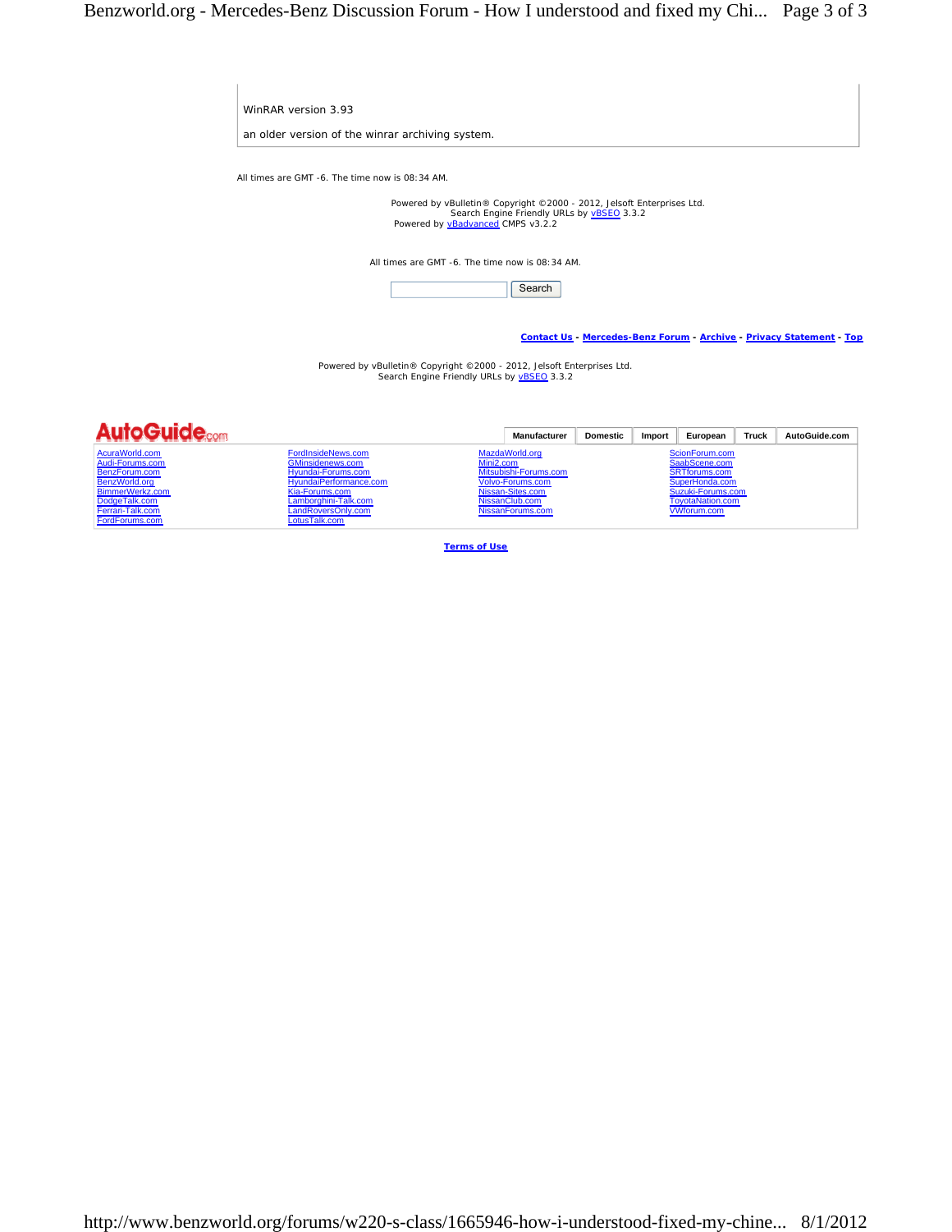WinRAR version 3.93

an older version of the winrar archiving system.

All times are GMT -6. The time now is 08:34 AM.

Powered by vBulletin® Copyright ©2000 - 2012, Jelsoft Enterprises Ltd.
Search Engine Friendly URLs by vBSEO 3.3.2
Powered by vBadvanced CMPS v3.2.2

All times are GMT -6. The time now is 08:34 AM.

Search

**Contact Us** - **Mercedes-Benz Forum** - **Archive** - **Privacy Statement** - **Top**

Powered by vBulletin® Copyright ©2000 - 2012, Jelsoft Enterprises Ltd.
Search Engine Friendly URLs by vBSEO 3.3.2

AutoGuide.com

Manufacturer | Domestic | Import | European | Truck | AutoGuide.com

| | | | |
|---|---|---|---|
| AcuraWorld.com | FordInsideNews.com | MazdaWorld.org | ScionForum.com |
| Audi-Forums.com | GMinsidenews.com | Mini2.com | SaabScene.com |
| BenzForum.com | Hyundai-Forums.com | Mitsubishi-Forums.com | SRTforums.com |
| BenzWorld.org | HyundaiPerformance.com | Volvo-Forums.com | SuperHonda.com |
| BimmerWerkz.com | Kia-Forums.com | Nissan-Sites.com | Suzuki-Forums.com |
| DodgeTalk.com | Lamborghini-Talk.com | NissanClub.com | ToyotaNation.com |
| Ferrari-Talk.com | LandRoversOnly.com | NissanForums.com | VWforum.com |
| FordForums.com | LotusTalk.com | | |

**Terms of Use**